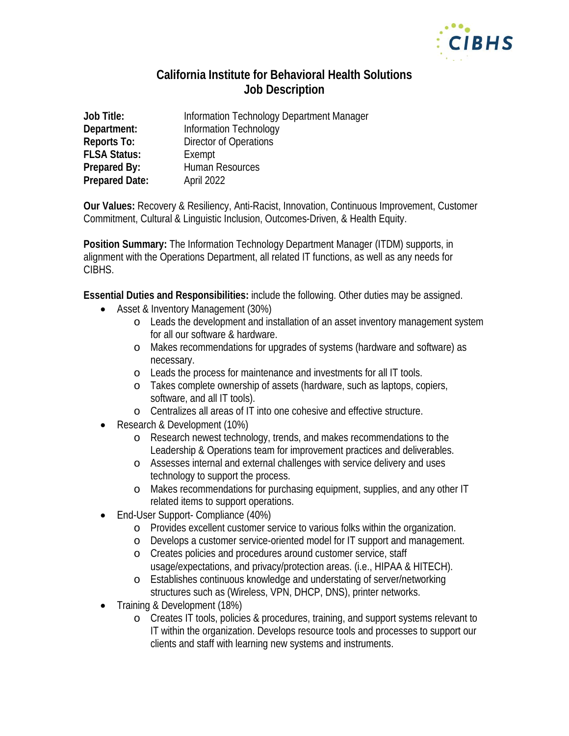# California Institute for Behavioral Health Solutions
# Job Description

**Job Title:** Information Technology Department Manager
**Department:** Information Technology
**Reports To:** Director of Operations
**FLSA Status:** Exempt
**Prepared By:** Human Resources
**Prepared Date:** April 2022

**Our Values:** Recovery & Resiliency, Anti-Racist, Innovation, Continuous Improvement, Customer Commitment, Cultural & Linguistic Inclusion, Outcomes-Driven, & Health Equity.

**Position Summary:** The Information Technology Department Manager (ITDM) supports, in alignment with the Operations Department, all related IT functions, as well as any needs for CIBHS.

**Essential Duties and Responsibilities:** include the following. Other duties may be assigned.

- Asset & Inventory Management (30%)
  - Leads the development and installation of an asset inventory management system for all our software & hardware.
  - Makes recommendations for upgrades of systems (hardware and software) as necessary.
  - Leads the process for maintenance and investments for all IT tools.
  - Takes complete ownership of assets (hardware, such as laptops, copiers, software, and all IT tools).
  - Centralizes all areas of IT into one cohesive and effective structure.
- Research & Development (10%)
  - Research newest technology, trends, and makes recommendations to the Leadership & Operations team for improvement practices and deliverables.
  - Assesses internal and external challenges with service delivery and uses technology to support the process.
  - Makes recommendations for purchasing equipment, supplies, and any other IT related items to support operations.
- End-User Support- Compliance (40%)
  - Provides excellent customer service to various folks within the organization.
  - Develops a customer service-oriented model for IT support and management.
  - Creates policies and procedures around customer service, staff usage/expectations, and privacy/protection areas. (i.e., HIPAA & HITECH).
  - Establishes continuous knowledge and understating of server/networking structures such as (Wireless, VPN, DHCP, DNS), printer networks.
- Training & Development (18%)
  - Creates IT tools, policies & procedures, training, and support systems relevant to IT within the organization. Develops resource tools and processes to support our clients and staff with learning new systems and instruments.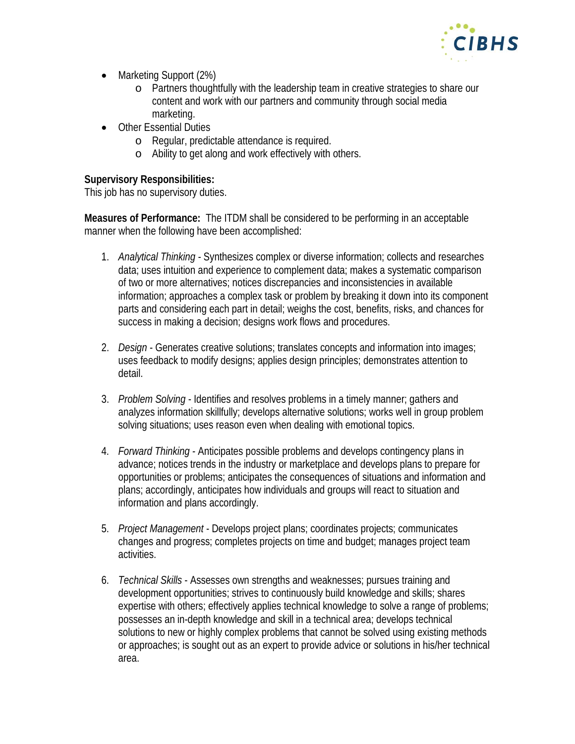- Marketing Support (2%)
    - Partners thoughtfully with the leadership team in creative strategies to share our content and work with our partners and community through social media marketing.
- Other Essential Duties
    - Regular, predictable attendance is required.
    - Ability to get along and work effectively with others.

**Supervisory Responsibilities:**
This job has no supervisory duties.

**Measures of Performance:** The ITDM shall be considered to be performing in an acceptable manner when the following have been accomplished:

1. *Analytical Thinking* - Synthesizes complex or diverse information; collects and researches data; uses intuition and experience to complement data; makes a systematic comparison of two or more alternatives; notices discrepancies and inconsistencies in available information; approaches a complex task or problem by breaking it down into its component parts and considering each part in detail; weighs the cost, benefits, risks, and chances for success in making a decision; designs work flows and procedures.

2. *Design* - Generates creative solutions; translates concepts and information into images; uses feedback to modify designs; applies design principles; demonstrates attention to detail.

3. *Problem Solving* - Identifies and resolves problems in a timely manner; gathers and analyzes information skillfully; develops alternative solutions; works well in group problem solving situations; uses reason even when dealing with emotional topics.

4. *Forward Thinking* - Anticipates possible problems and develops contingency plans in advance; notices trends in the industry or marketplace and develops plans to prepare for opportunities or problems; anticipates the consequences of situations and information and plans; accordingly, anticipates how individuals and groups will react to situation and information and plans accordingly.

5. *Project Management* - Develops project plans; coordinates projects; communicates changes and progress; completes projects on time and budget; manages project team activities.

6. *Technical Skills* - Assesses own strengths and weaknesses; pursues training and development opportunities; strives to continuously build knowledge and skills; shares expertise with others; effectively applies technical knowledge to solve a range of problems; possesses an in-depth knowledge and skill in a technical area; develops technical solutions to new or highly complex problems that cannot be solved using existing methods or approaches; is sought out as an expert to provide advice or solutions in his/her technical area.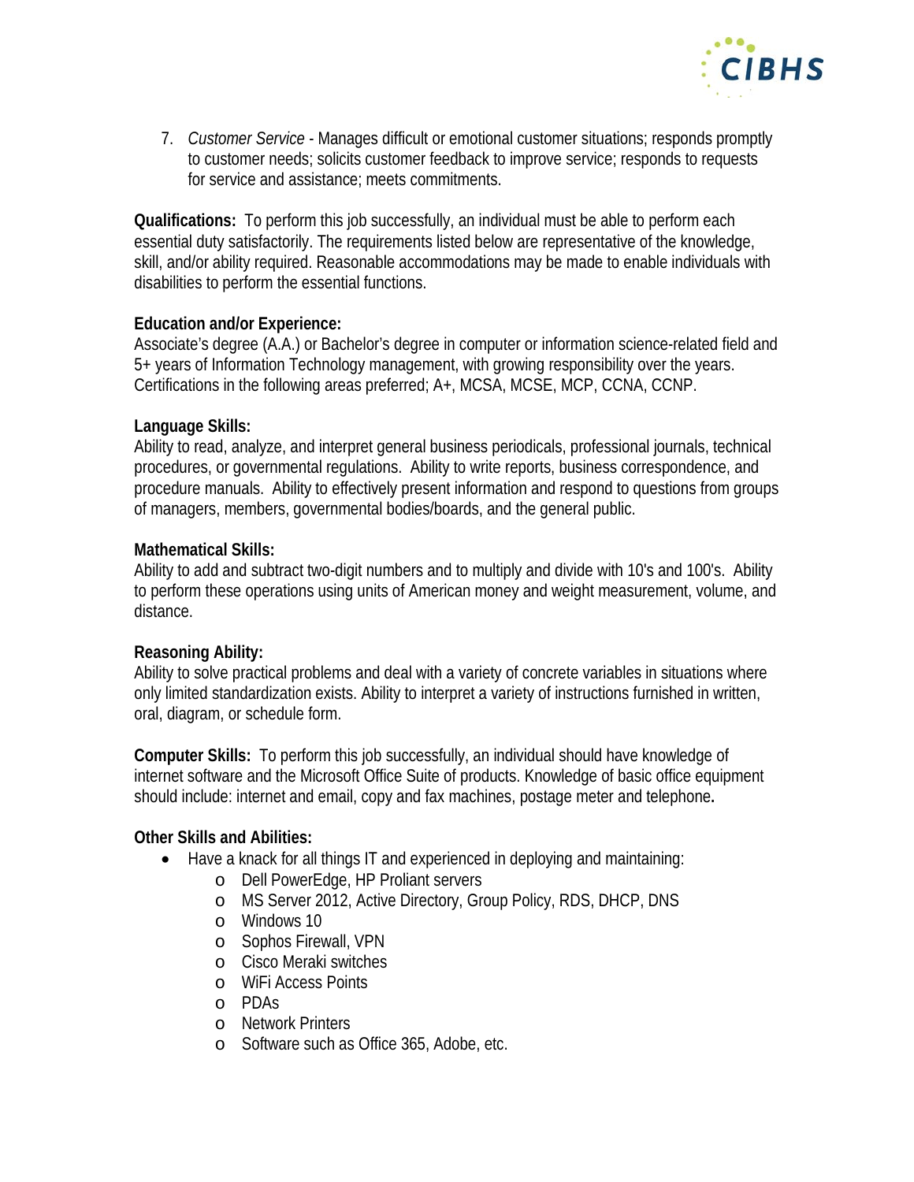7. *Customer Service* - Manages difficult or emotional customer situations; responds promptly to customer needs; solicits customer feedback to improve service; responds to requests for service and assistance; meets commitments.

**Qualifications:** To perform this job successfully, an individual must be able to perform each essential duty satisfactorily. The requirements listed below are representative of the knowledge, skill, and/or ability required. Reasonable accommodations may be made to enable individuals with disabilities to perform the essential functions.

**Education and/or Experience:**
Associate's degree (A.A.) or Bachelor's degree in computer or information science-related field and 5+ years of Information Technology management, with growing responsibility over the years. Certifications in the following areas preferred; A+, MCSA, MCSE, MCP, CCNA, CCNP.

**Language Skills:**
Ability to read, analyze, and interpret general business periodicals, professional journals, technical procedures, or governmental regulations. Ability to write reports, business correspondence, and procedure manuals. Ability to effectively present information and respond to questions from groups of managers, members, governmental bodies/boards, and the general public.

**Mathematical Skills:**
Ability to add and subtract two-digit numbers and to multiply and divide with 10's and 100's. Ability to perform these operations using units of American money and weight measurement, volume, and distance.

**Reasoning Ability:**
Ability to solve practical problems and deal with a variety of concrete variables in situations where only limited standardization exists. Ability to interpret a variety of instructions furnished in written, oral, diagram, or schedule form.

**Computer Skills:** To perform this job successfully, an individual should have knowledge of internet software and the Microsoft Office Suite of products. Knowledge of basic office equipment should include: internet and email, copy and fax machines, postage meter and telephone**.**

**Other Skills and Abilities:**

- Have a knack for all things IT and experienced in deploying and maintaining:
  - Dell PowerEdge, HP Proliant servers
  - MS Server 2012, Active Directory, Group Policy, RDS, DHCP, DNS
  - Windows 10
  - Sophos Firewall, VPN
  - Cisco Meraki switches
  - WiFi Access Points
  - PDAs
  - Network Printers
  - Software such as Office 365, Adobe, etc.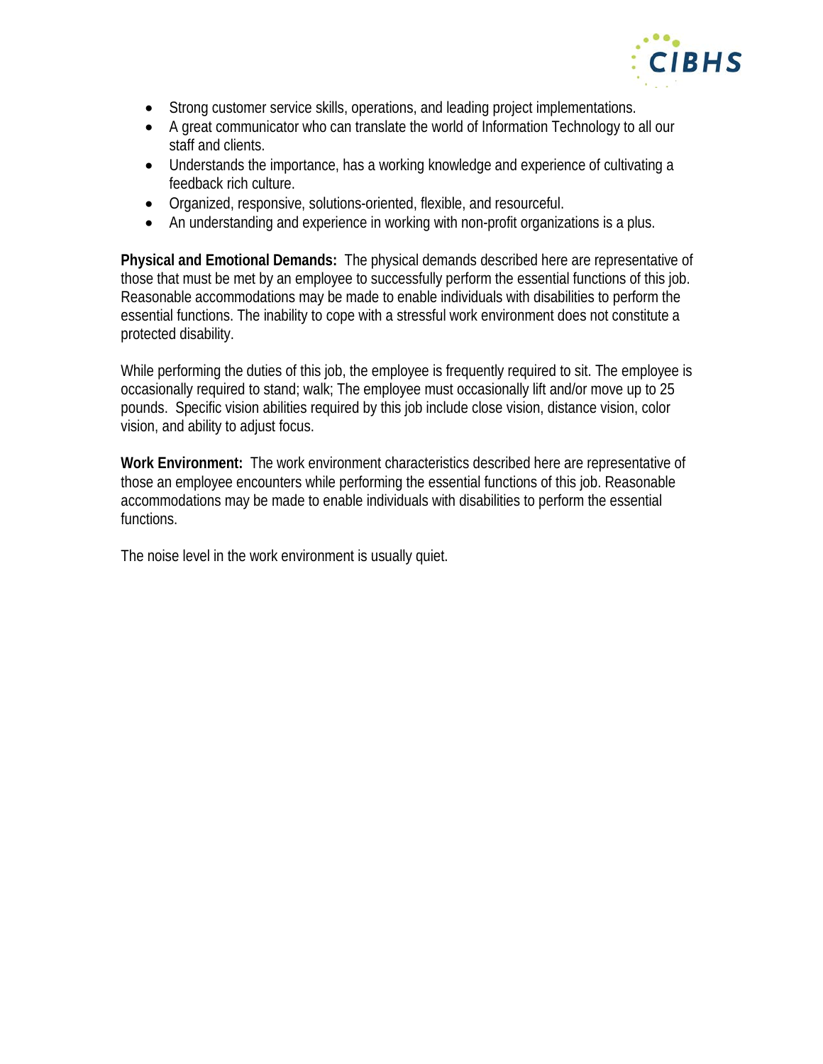- Strong customer service skills, operations, and leading project implementations.
- A great communicator who can translate the world of Information Technology to all our staff and clients.
- Understands the importance, has a working knowledge and experience of cultivating a feedback rich culture.
- Organized, responsive, solutions-oriented, flexible, and resourceful.
- An understanding and experience in working with non-profit organizations is a plus.

**Physical and Emotional Demands:** The physical demands described here are representative of those that must be met by an employee to successfully perform the essential functions of this job. Reasonable accommodations may be made to enable individuals with disabilities to perform the essential functions. The inability to cope with a stressful work environment does not constitute a protected disability.

While performing the duties of this job, the employee is frequently required to sit. The employee is occasionally required to stand; walk; The employee must occasionally lift and/or move up to 25 pounds. Specific vision abilities required by this job include close vision, distance vision, color vision, and ability to adjust focus.

**Work Environment:** The work environment characteristics described here are representative of those an employee encounters while performing the essential functions of this job. Reasonable accommodations may be made to enable individuals with disabilities to perform the essential functions.

The noise level in the work environment is usually quiet.